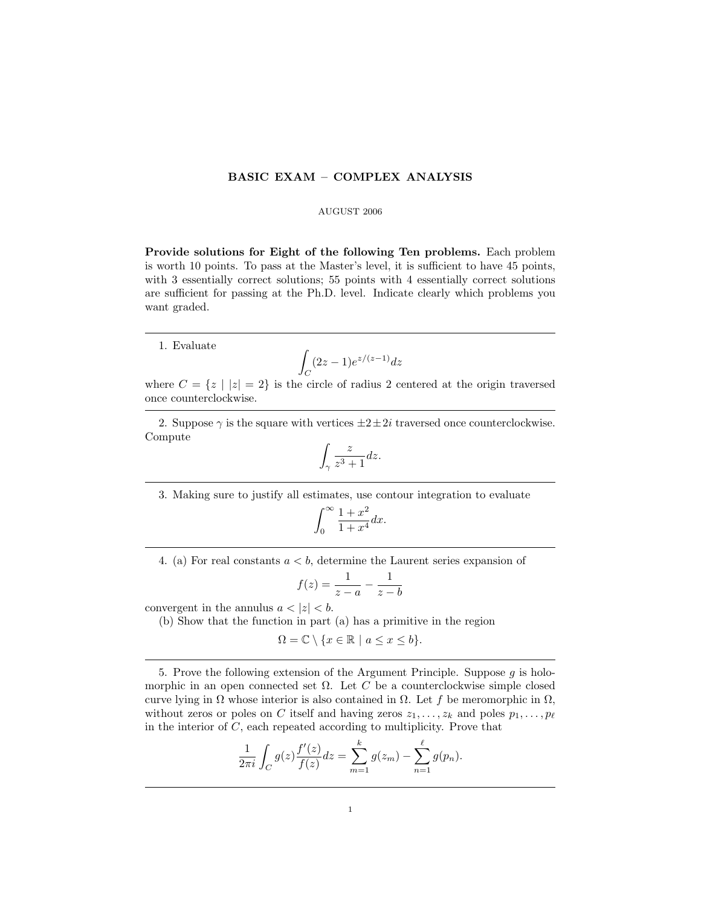# BASIC EXAM – COMPLEX ANALYSIS

AUGUST 2006

**Provide solutions for Eight of the following Ten problems.** Each problem is worth 10 points. To pass at the Master's level, it is sufficient to have 45 points, with 3 essentially correct solutions; 55 points with 4 essentially correct solutions are sufficient for passing at the Ph.D. level. Indicate clearly which problems you want graded.

---

1. Evaluate

$$\int_C (2z-1)e^{z/(z-1)}dz$$

where $C = \{z \mid |z| = 2\}$ is the circle of radius 2 centered at the origin traversed once counterclockwise.

---

2. Suppose $\gamma$ is the square with vertices $\pm 2 \pm 2i$ traversed once counterclockwise. Compute

$$\int_\gamma \frac{z}{z^3+1}dz.$$

---

3. Making sure to justify all estimates, use contour integration to evaluate

$$\int_0^\infty \frac{1+x^2}{1+x^4}dx.$$

---

4. (a) For real constants $a < b$, determine the Laurent series expansion of

$$f(z) = \frac{1}{z-a} - \frac{1}{z-b}$$

convergent in the annulus $a < |z| < b$.

(b) Show that the function in part (a) has a primitive in the region

$$\Omega = \mathbb{C} \setminus \{x \in \mathbb{R} \mid a \leq x \leq b\}.$$

---

5. Prove the following extension of the Argument Principle. Suppose $g$ is holomorphic in an open connected set $\Omega$. Let $C$ be a counterclockwise simple closed curve lying in $\Omega$ whose interior is also contained in $\Omega$. Let $f$ be meromorphic in $\Omega$, without zeros or poles on $C$ itself and having zeros $z_1, \ldots, z_k$ and poles $p_1, \ldots, p_\ell$ in the interior of $C$, each repeated according to multiplicity. Prove that

$$\frac{1}{2\pi i}\int_C g(z)\frac{f'(z)}{f(z)}dz = \sum_{m=1}^{k} g(z_m) - \sum_{n=1}^{\ell} g(p_n).$$

---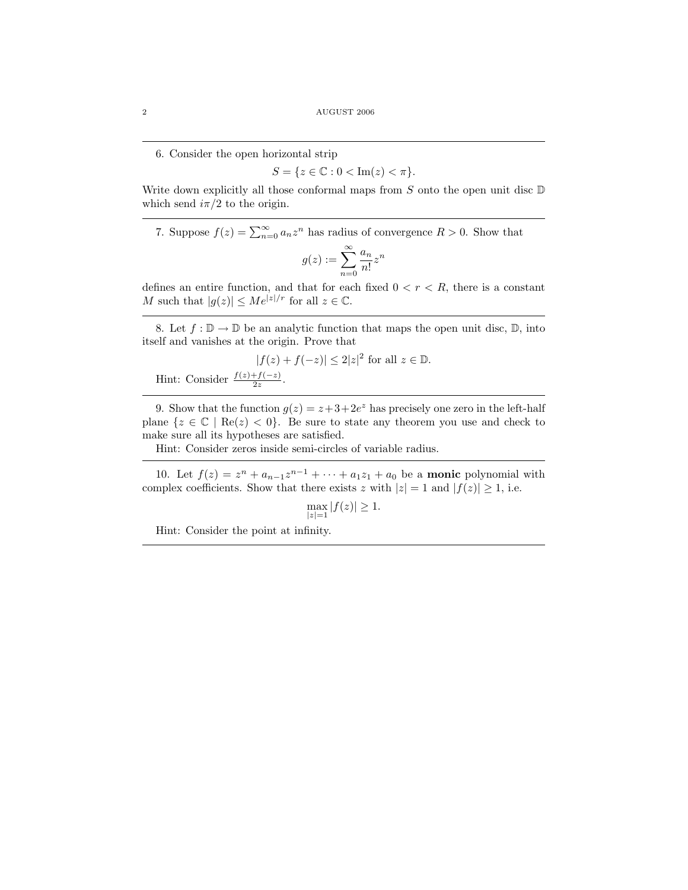6. Consider the open horizontal strip

$$S = \{z \in \mathbb{C} : 0 < \text{Im}(z) < \pi\}.$$

Write down explicitly all those conformal maps from $S$ onto the open unit disc $\mathbb{D}$ which send $i\pi/2$ to the origin.

---

7. Suppose $f(z) = \sum_{n=0}^{\infty} a_n z^n$ has radius of convergence $R > 0$. Show that

$$g(z) := \sum_{n=0}^{\infty} \frac{a_n}{n!} z^n$$

defines an entire function, and that for each fixed $0 < r < R$, there is a constant $M$ such that $|g(z)| \leq Me^{|z|/r}$ for all $z \in \mathbb{C}$.

---

8. Let $f : \mathbb{D} \to \mathbb{D}$ be an analytic function that maps the open unit disc, $\mathbb{D}$, into itself and vanishes at the origin. Prove that

$$|f(z) + f(-z)| \leq 2|z|^2 \text{ for all } z \in \mathbb{D}.$$

Hint: Consider $\frac{f(z)+f(-z)}{2z}$.

---

9. Show that the function $g(z) = z + 3 + 2e^z$ has precisely one zero in the left-half plane $\{z \in \mathbb{C} \mid \text{Re}(z) < 0\}$. Be sure to state any theorem you use and check to make sure all its hypotheses are satisfied.

Hint: Consider zeros inside semi-circles of variable radius.

---

10. Let $f(z) = z^n + a_{n-1}z^{n-1} + \cdots + a_1 z_1 + a_0$ be a **monic** polynomial with complex coefficients. Show that there exists $z$ with $|z| = 1$ and $|f(z)| \geq 1$, i.e.

$$\max_{|z|=1} |f(z)| \geq 1.$$

Hint: Consider the point at infinity.